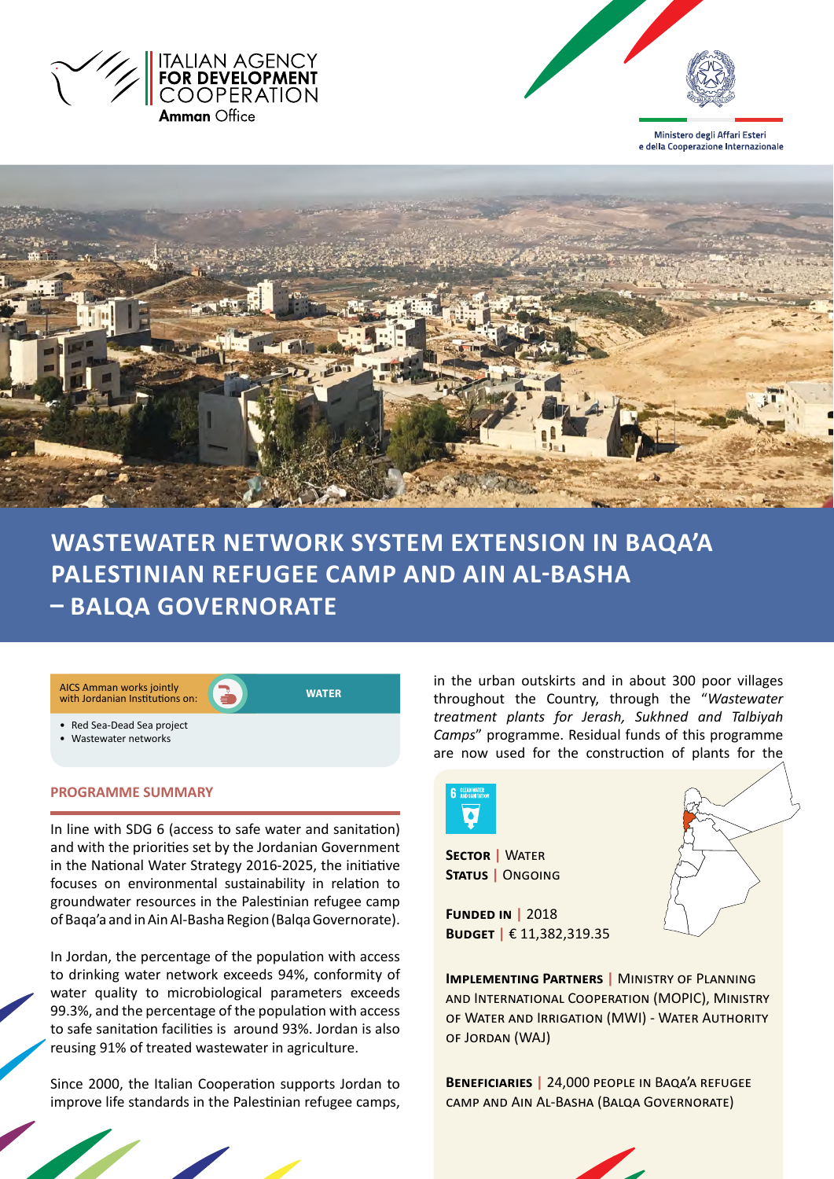ITALIAN AGENCY FOR DEVELOPMENT COOPERATION
Amman Office

Ministero degli Affari Esteri e della Cooperazione Internazionale

# WASTEWATER NETWORK SYSTEM EXTENSION IN BAQA'A PALESTINIAN REFUGEE CAMP AND AIN AL-BASHA – BALQA GOVERNORATE

AICS Amman works jointly with Jordanian Institutions on: **WATER**

- Red Sea-Dead Sea project
- Wastewater networks

## PROGRAMME SUMMARY

In line with SDG 6 (access to safe water and sanitation) and with the priorities set by the Jordanian Government in the National Water Strategy 2016-2025, the initiative focuses on environmental sustainability in relation to groundwater resources in the Palestinian refugee camp of Baqa'a and in Ain Al-Basha Region (Balqa Governorate).

In Jordan, the percentage of the population with access to drinking water network exceeds 94%, conformity of water quality to microbiological parameters exceeds 99.3%, and the percentage of the population with access to safe sanitation facilities is around 93%. Jordan is also reusing 91% of treated wastewater in agriculture.

Since 2000, the Italian Cooperation supports Jordan to improve life standards in the Palestinian refugee camps, in the urban outskirts and in about 300 poor villages throughout the Country, through the "*Wastewater treatment plants for Jerash, Sukhned and Talbiyah Camps*" programme. Residual funds of this programme are now used for the construction of plants for the

6 CLEAN WATER AND SANITATION

**SECTOR** | WATER
**STATUS** | ONGOING

**FUNDED IN** | 2018
**BUDGET** | € 11,382,319.35

**IMPLEMENTING PARTNERS** | MINISTRY OF PLANNING AND INTERNATIONAL COOPERATION (MOPIC), MINISTRY OF WATER AND IRRIGATION (MWI) - WATER AUTHORITY OF JORDAN (WAJ)

**BENEFICIARIES** | 24,000 PEOPLE IN BAQA'A REFUGEE CAMP AND AIN AL-BASHA (BALQA GOVERNORATE)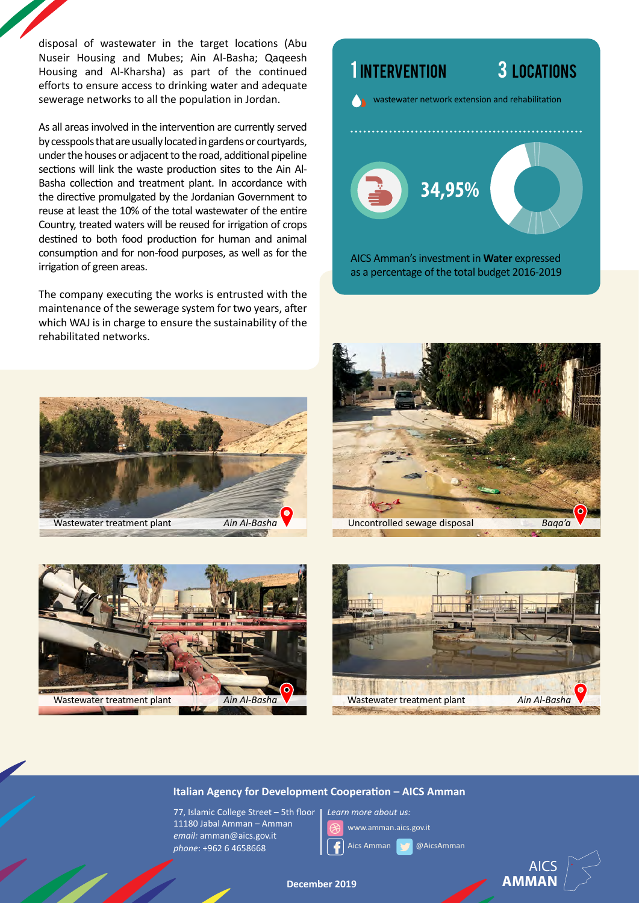disposal of wastewater in the target locations (Abu Nuseir Housing and Mubes; Ain Al-Basha; Qaqeesh Housing and Al-Kharsha) as part of the continued efforts to ensure access to drinking water and adequate sewerage networks to all the population in Jordan.

As all areas involved in the intervention are currently served by cesspools that are usually located in gardens or courtyards, under the houses or adjacent to the road, additional pipeline sections will link the waste production sites to the Ain Al-Basha collection and treatment plant. In accordance with the directive promulgated by the Jordanian Government to reuse at least the 10% of the total wastewater of the entire Country, treated waters will be reused for irrigation of crops destined to both food production for human and animal consumption and for non-food purposes, as well as for the irrigation of green areas.

The company executing the works is entrusted with the maintenance of the sewerage system for two years, after which WAJ is in charge to ensure the sustainability of the rehabilitated networks.

**1 INTERVENTION** **3 LOCATIONS**

wastewater network extension and rehabilitation

**34,95%**

AICS Amman's investment in **Water** expressed as a percentage of the total budget 2016-2019

Wastewater treatment plant *Ain Al-Basha*

Uncontrolled sewage disposal *Baqa'a*

Wastewater treatment plant *Ain Al-Basha*

Wastewater treatment plant *Ain Al-Basha*

**Italian Agency for Development Cooperation – AICS Amman**

77, Islamic College Street – 5th floor
11180 Jabal Amman – Amman
*email:* amman@aics.gov.it
*phone*: +962 6 4658668

*Learn more about us:*
www.amman.aics.gov.it
Aics Amman @AicsAmman

**December 2019**

AICS **AMMAN**